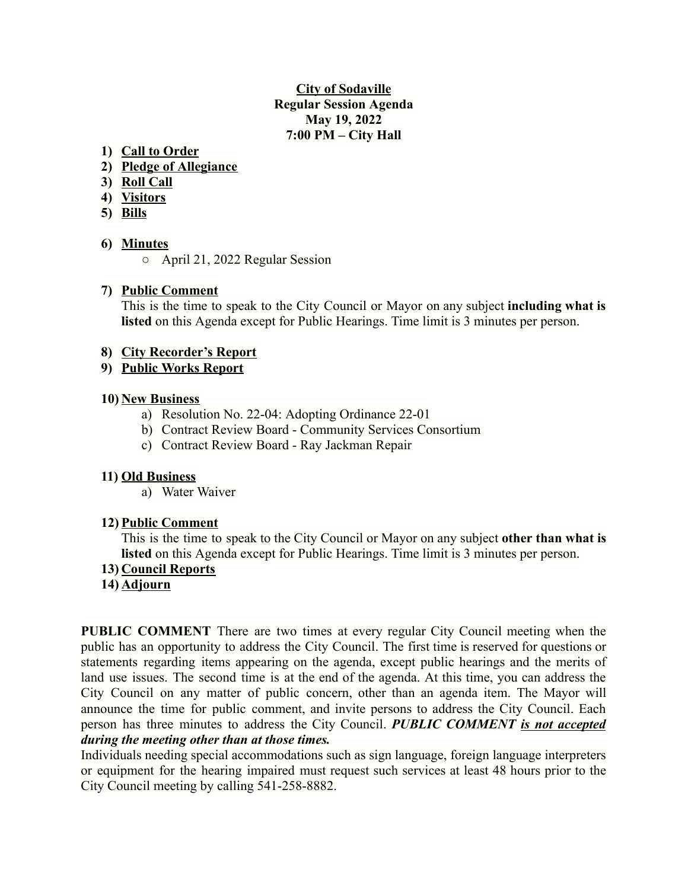**City of Sodaville**
**Regular Session Agenda**
**May 19, 2022**
**7:00 PM – City Hall**

1) **Call to Order**
2) **Pledge of Allegiance**
3) **Roll Call**
4) **Visitors**
5) **Bills**

6) **Minutes**
   - April 21, 2022 Regular Session

7) **Public Comment**
   This is the time to speak to the City Council or Mayor on any subject **including what is listed** on this Agenda except for Public Hearings. Time limit is 3 minutes per person.

8) **City Recorder's Report**
9) **Public Works Report**

10) **New Business**
    a) Resolution No. 22-04: Adopting Ordinance 22-01
    b) Contract Review Board - Community Services Consortium
    c) Contract Review Board - Ray Jackman Repair

11) **Old Business**
    a) Water Waiver

12) **Public Comment**
    This is the time to speak to the City Council or Mayor on any subject **other than what is listed** on this Agenda except for Public Hearings. Time limit is 3 minutes per person.
13) **Council Reports**
14) **Adjourn**

**PUBLIC COMMENT** There are two times at every regular City Council meeting when the public has an opportunity to address the City Council. The first time is reserved for questions or statements regarding items appearing on the agenda, except public hearings and the merits of land use issues. The second time is at the end of the agenda. At this time, you can address the City Council on any matter of public concern, other than an agenda item. The Mayor will announce the time for public comment, and invite persons to address the City Council. Each person has three minutes to address the City Council. ***PUBLIC COMMENT is not accepted during the meeting other than at those times.***

Individuals needing special accommodations such as sign language, foreign language interpreters or equipment for the hearing impaired must request such services at least 48 hours prior to the City Council meeting by calling 541-258-8882.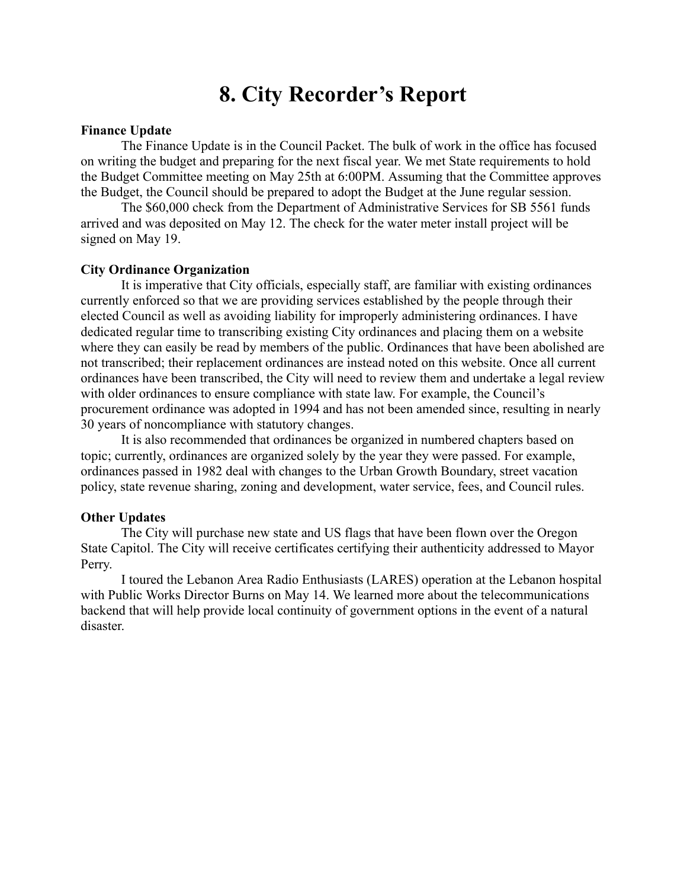# 8. City Recorder's Report

**Finance Update**

The Finance Update is in the Council Packet. The bulk of work in the office has focused on writing the budget and preparing for the next fiscal year. We met State requirements to hold the Budget Committee meeting on May 25th at 6:00PM. Assuming that the Committee approves the Budget, the Council should be prepared to adopt the Budget at the June regular session.

The $60,000 check from the Department of Administrative Services for SB 5561 funds arrived and was deposited on May 12. The check for the water meter install project will be signed on May 19.

**City Ordinance Organization**

It is imperative that City officials, especially staff, are familiar with existing ordinances currently enforced so that we are providing services established by the people through their elected Council as well as avoiding liability for improperly administering ordinances. I have dedicated regular time to transcribing existing City ordinances and placing them on a website where they can easily be read by members of the public. Ordinances that have been abolished are not transcribed; their replacement ordinances are instead noted on this website. Once all current ordinances have been transcribed, the City will need to review them and undertake a legal review with older ordinances to ensure compliance with state law. For example, the Council's procurement ordinance was adopted in 1994 and has not been amended since, resulting in nearly 30 years of noncompliance with statutory changes.

It is also recommended that ordinances be organized in numbered chapters based on topic; currently, ordinances are organized solely by the year they were passed. For example, ordinances passed in 1982 deal with changes to the Urban Growth Boundary, street vacation policy, state revenue sharing, zoning and development, water service, fees, and Council rules.

**Other Updates**

The City will purchase new state and US flags that have been flown over the Oregon State Capitol. The City will receive certificates certifying their authenticity addressed to Mayor Perry.

I toured the Lebanon Area Radio Enthusiasts (LARES) operation at the Lebanon hospital with Public Works Director Burns on May 14. We learned more about the telecommunications backend that will help provide local continuity of government options in the event of a natural disaster.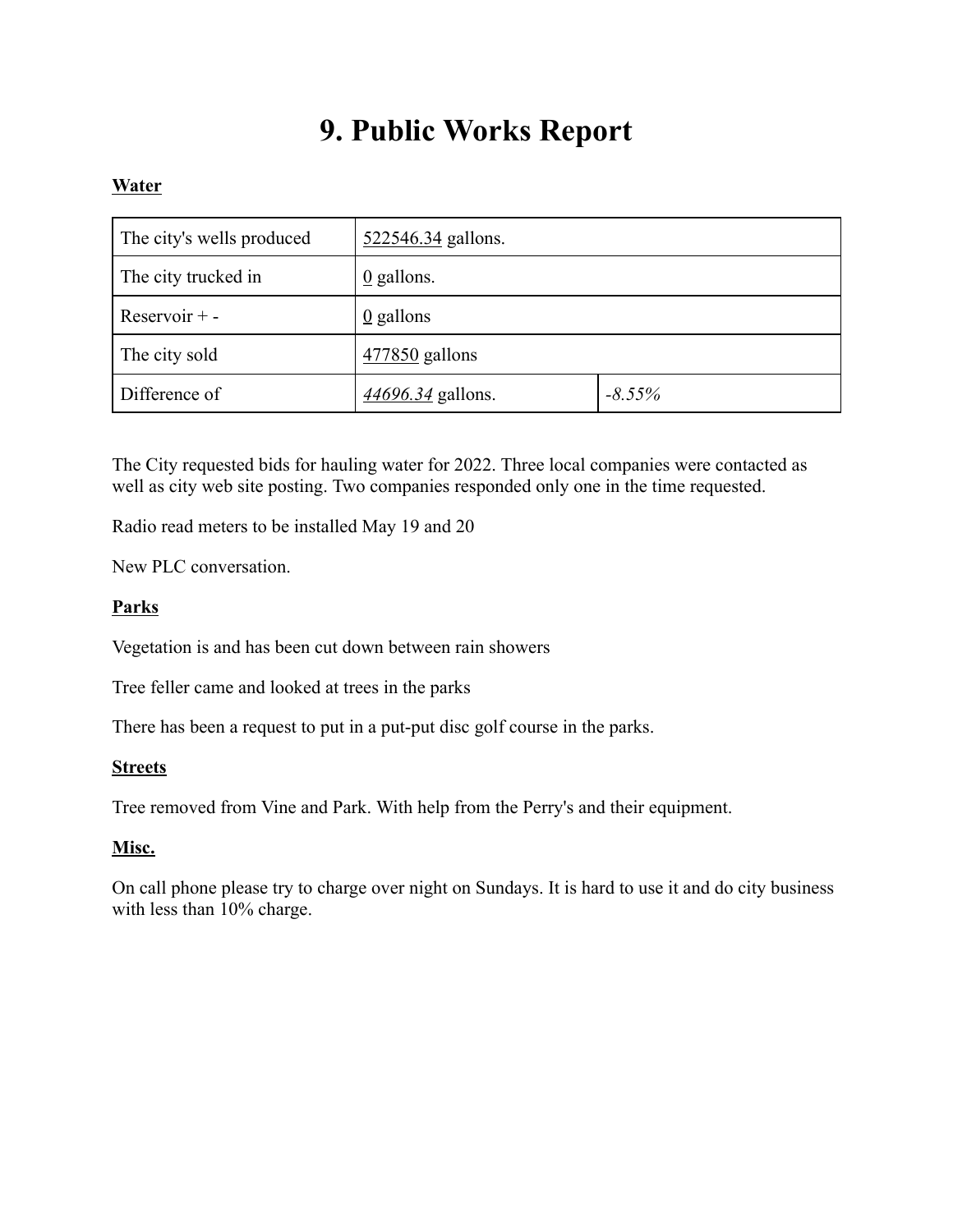# 9. Public Works Report

**Water**

| | | |
|---|---|---|
| The city's wells produced | 522546.34 gallons. | |
| The city trucked in | 0 gallons. | |
| Reservoir + - | 0 gallons | |
| The city sold | 477850 gallons | |
| Difference of | *44696.34* gallons. | *-8.55%* |

The City requested bids for hauling water for 2022. Three local companies were contacted as well as city web site posting. Two companies responded only one in the time requested.

Radio read meters to be installed May 19 and 20

New PLC conversation.

**Parks**

Vegetation is and has been cut down between rain showers

Tree feller came and looked at trees in the parks

There has been a request to put in a put-put disc golf course in the parks.

**Streets**

Tree removed from Vine and Park. With help from the Perry's and their equipment.

**Misc.**

On call phone please try to charge over night on Sundays. It is hard to use it and do city business with less than 10% charge.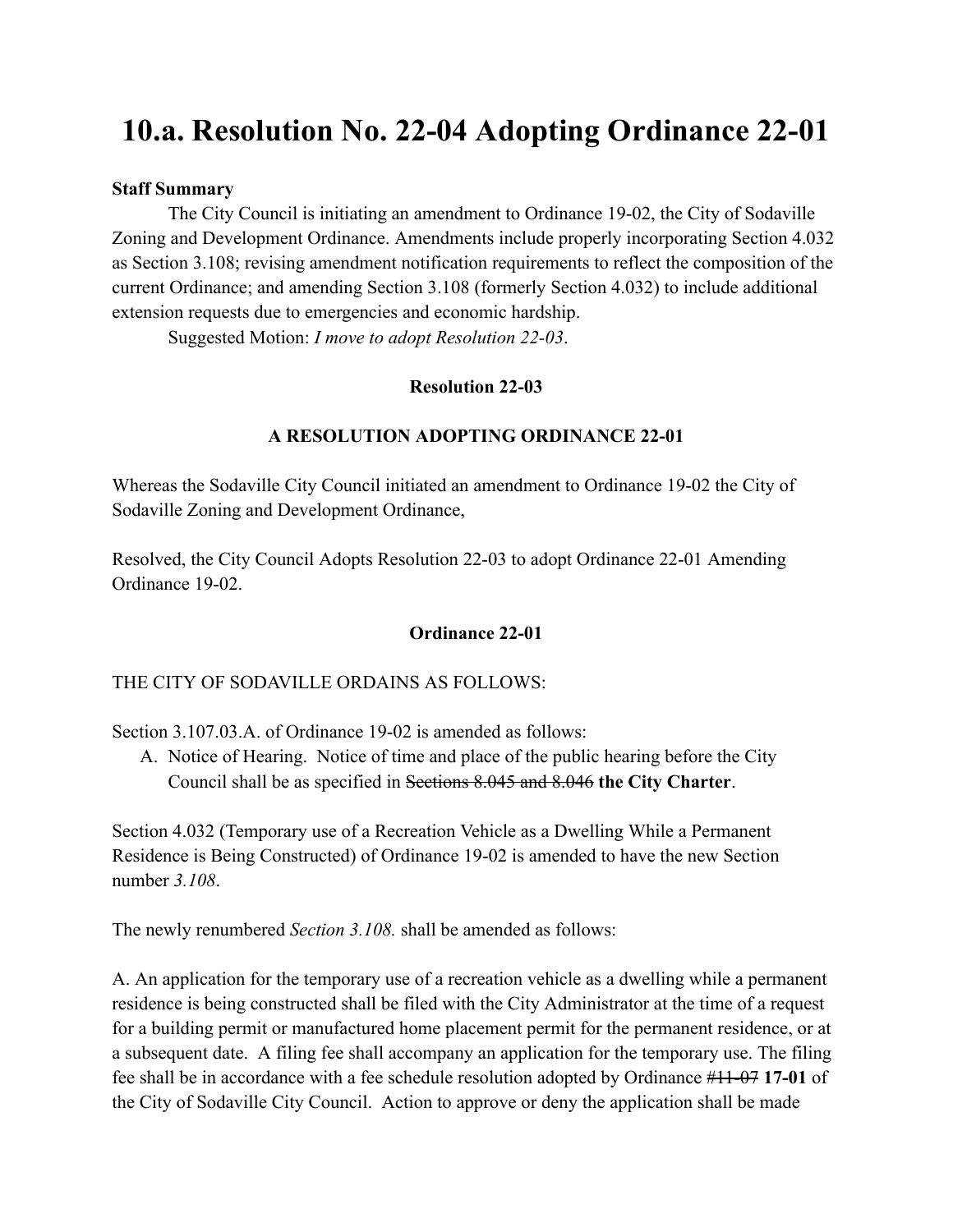# 10.a. Resolution No. 22-04 Adopting Ordinance 22-01

**Staff Summary**

The City Council is initiating an amendment to Ordinance 19-02, the City of Sodaville Zoning and Development Ordinance. Amendments include properly incorporating Section 4.032 as Section 3.108; revising amendment notification requirements to reflect the composition of the current Ordinance; and amending Section 3.108 (formerly Section 4.032) to include additional extension requests due to emergencies and economic hardship.

Suggested Motion: *I move to adopt Resolution 22-03*.

**Resolution 22-03**

**A RESOLUTION ADOPTING ORDINANCE 22-01**

Whereas the Sodaville City Council initiated an amendment to Ordinance 19-02 the City of Sodaville Zoning and Development Ordinance,

Resolved, the City Council Adopts Resolution 22-03 to adopt Ordinance 22-01 Amending Ordinance 19-02.

**Ordinance 22-01**

THE CITY OF SODAVILLE ORDAINS AS FOLLOWS:

Section 3.107.03.A. of Ordinance 19-02 is amended as follows:

A. Notice of Hearing. Notice of time and place of the public hearing before the City Council shall be as specified in ~~Sections 8.045 and 8.046~~ **the City Charter**.

Section 4.032 (Temporary use of a Recreation Vehicle as a Dwelling While a Permanent Residence is Being Constructed) of Ordinance 19-02 is amended to have the new Section number *3.108*.

The newly renumbered *Section 3.108.* shall be amended as follows:

A. An application for the temporary use of a recreation vehicle as a dwelling while a permanent residence is being constructed shall be filed with the City Administrator at the time of a request for a building permit or manufactured home placement permit for the permanent residence, or at a subsequent date. A filing fee shall accompany an application for the temporary use. The filing fee shall be in accordance with a fee schedule resolution adopted by Ordinance ~~#11-07~~ **17-01** of the City of Sodaville City Council. Action to approve or deny the application shall be made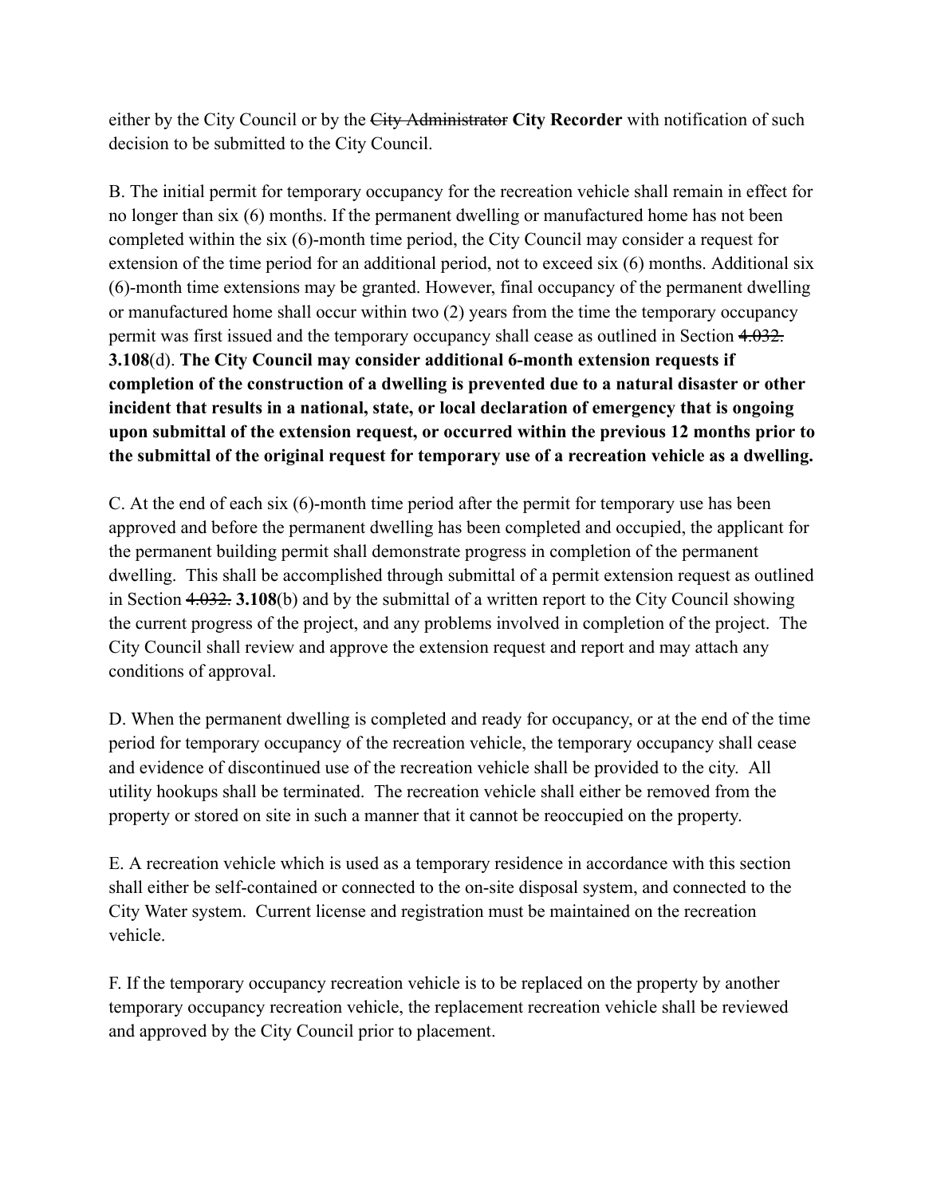either by the City Council or by the ~~City Administrator~~ **City Recorder** with notification of such decision to be submitted to the City Council.

B. The initial permit for temporary occupancy for the recreation vehicle shall remain in effect for no longer than six (6) months. If the permanent dwelling or manufactured home has not been completed within the six (6)-month time period, the City Council may consider a request for extension of the time period for an additional period, not to exceed six (6) months. Additional six (6)-month time extensions may be granted. However, final occupancy of the permanent dwelling or manufactured home shall occur within two (2) years from the time the temporary occupancy permit was first issued and the temporary occupancy shall cease as outlined in Section ~~4.032.~~ **3.108**(d). **The City Council may consider additional 6-month extension requests if completion of the construction of a dwelling is prevented due to a natural disaster or other incident that results in a national, state, or local declaration of emergency that is ongoing upon submittal of the extension request, or occurred within the previous 12 months prior to the submittal of the original request for temporary use of a recreation vehicle as a dwelling.**

C. At the end of each six (6)-month time period after the permit for temporary use has been approved and before the permanent dwelling has been completed and occupied, the applicant for the permanent building permit shall demonstrate progress in completion of the permanent dwelling. This shall be accomplished through submittal of a permit extension request as outlined in Section ~~4.032.~~ **3.108**(b) and by the submittal of a written report to the City Council showing the current progress of the project, and any problems involved in completion of the project. The City Council shall review and approve the extension request and report and may attach any conditions of approval.

D. When the permanent dwelling is completed and ready for occupancy, or at the end of the time period for temporary occupancy of the recreation vehicle, the temporary occupancy shall cease and evidence of discontinued use of the recreation vehicle shall be provided to the city. All utility hookups shall be terminated. The recreation vehicle shall either be removed from the property or stored on site in such a manner that it cannot be reoccupied on the property.

E. A recreation vehicle which is used as a temporary residence in accordance with this section shall either be self-contained or connected to the on-site disposal system, and connected to the City Water system. Current license and registration must be maintained on the recreation vehicle.

F. If the temporary occupancy recreation vehicle is to be replaced on the property by another temporary occupancy recreation vehicle, the replacement recreation vehicle shall be reviewed and approved by the City Council prior to placement.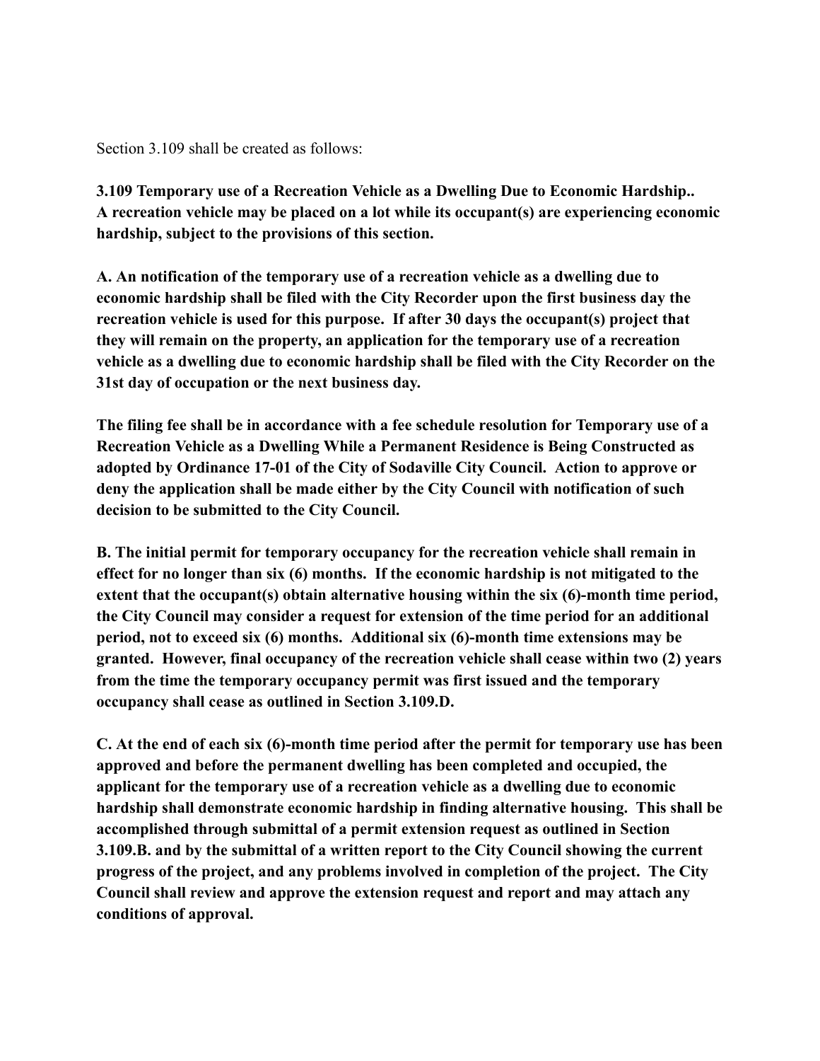Section 3.109 shall be created as follows:

**3.109 Temporary use of a Recreation Vehicle as a Dwelling Due to Economic Hardship.. A recreation vehicle may be placed on a lot while its occupant(s) are experiencing economic hardship, subject to the provisions of this section.**

**A. An notification of the temporary use of a recreation vehicle as a dwelling due to economic hardship shall be filed with the City Recorder upon the first business day the recreation vehicle is used for this purpose. If after 30 days the occupant(s) project that they will remain on the property, an application for the temporary use of a recreation vehicle as a dwelling due to economic hardship shall be filed with the City Recorder on the 31st day of occupation or the next business day.**

**The filing fee shall be in accordance with a fee schedule resolution for Temporary use of a Recreation Vehicle as a Dwelling While a Permanent Residence is Being Constructed as adopted by Ordinance 17-01 of the City of Sodaville City Council. Action to approve or deny the application shall be made either by the City Council with notification of such decision to be submitted to the City Council.**

**B. The initial permit for temporary occupancy for the recreation vehicle shall remain in effect for no longer than six (6) months. If the economic hardship is not mitigated to the extent that the occupant(s) obtain alternative housing within the six (6)-month time period, the City Council may consider a request for extension of the time period for an additional period, not to exceed six (6) months. Additional six (6)-month time extensions may be granted. However, final occupancy of the recreation vehicle shall cease within two (2) years from the time the temporary occupancy permit was first issued and the temporary occupancy shall cease as outlined in Section 3.109.D.**

**C. At the end of each six (6)-month time period after the permit for temporary use has been approved and before the permanent dwelling has been completed and occupied, the applicant for the temporary use of a recreation vehicle as a dwelling due to economic hardship shall demonstrate economic hardship in finding alternative housing. This shall be accomplished through submittal of a permit extension request as outlined in Section 3.109.B. and by the submittal of a written report to the City Council showing the current progress of the project, and any problems involved in completion of the project. The City Council shall review and approve the extension request and report and may attach any conditions of approval.**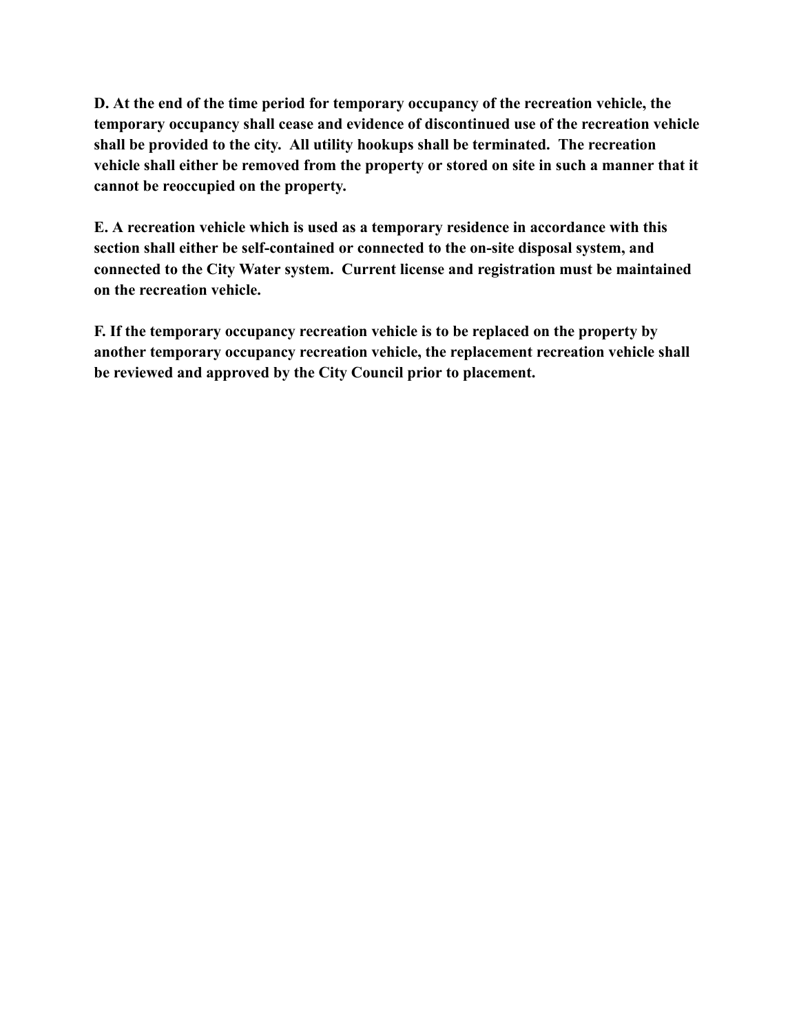**D. At the end of the time period for temporary occupancy of the recreation vehicle, the temporary occupancy shall cease and evidence of discontinued use of the recreation vehicle shall be provided to the city. All utility hookups shall be terminated. The recreation vehicle shall either be removed from the property or stored on site in such a manner that it cannot be reoccupied on the property.**

**E. A recreation vehicle which is used as a temporary residence in accordance with this section shall either be self-contained or connected to the on-site disposal system, and connected to the City Water system. Current license and registration must be maintained on the recreation vehicle.**

**F. If the temporary occupancy recreation vehicle is to be replaced on the property by another temporary occupancy recreation vehicle, the replacement recreation vehicle shall be reviewed and approved by the City Council prior to placement.**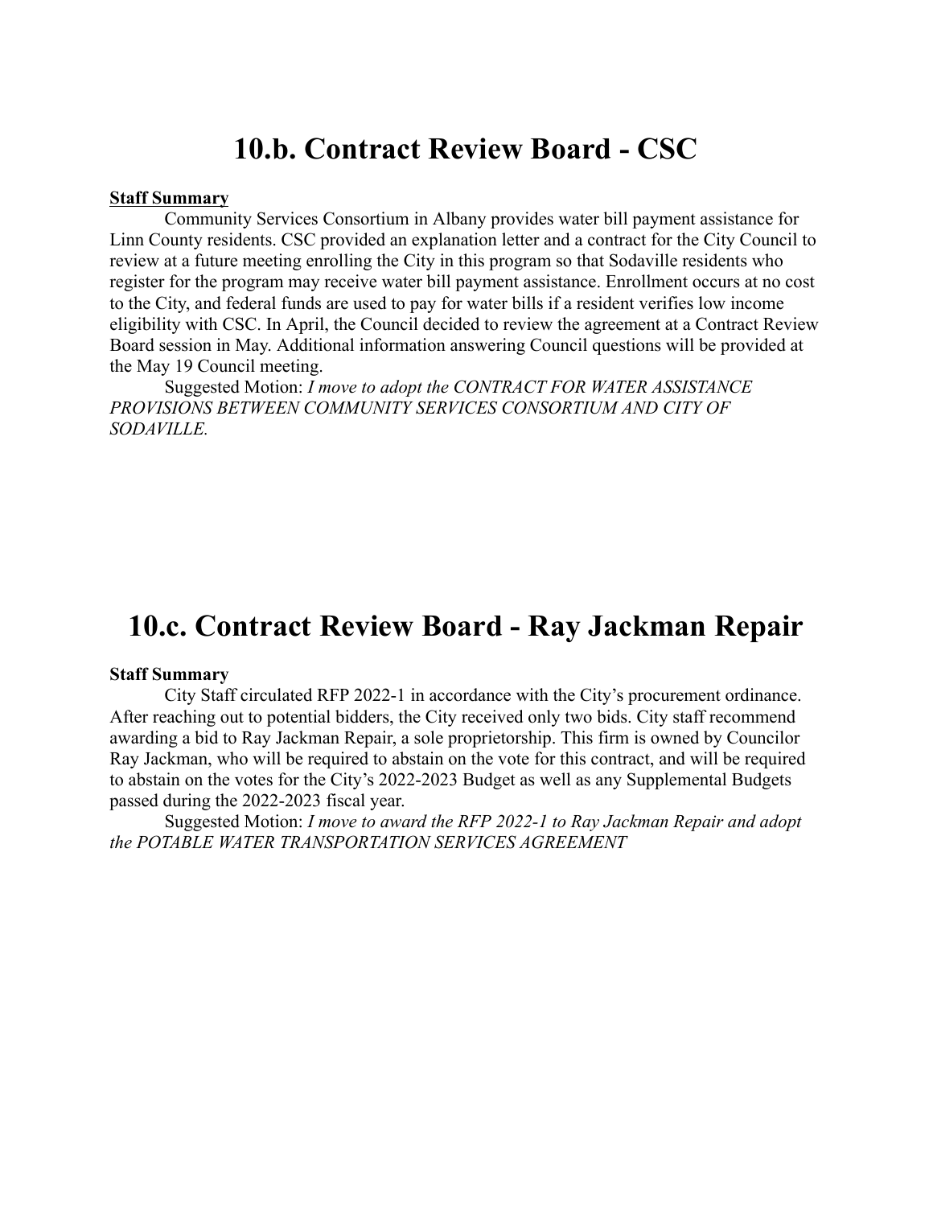# 10.b. Contract Review Board - CSC

**<u>Staff Summary</u>**

Community Services Consortium in Albany provides water bill payment assistance for Linn County residents. CSC provided an explanation letter and a contract for the City Council to review at a future meeting enrolling the City in this program so that Sodaville residents who register for the program may receive water bill payment assistance. Enrollment occurs at no cost to the City, and federal funds are used to pay for water bills if a resident verifies low income eligibility with CSC. In April, the Council decided to review the agreement at a Contract Review Board session in May. Additional information answering Council questions will be provided at the May 19 Council meeting.

Suggested Motion: *I move to adopt the CONTRACT FOR WATER ASSISTANCE PROVISIONS BETWEEN COMMUNITY SERVICES CONSORTIUM AND CITY OF SODAVILLE.*

# 10.c. Contract Review Board - Ray Jackman Repair

**Staff Summary**

City Staff circulated RFP 2022-1 in accordance with the City's procurement ordinance. After reaching out to potential bidders, the City received only two bids. City staff recommend awarding a bid to Ray Jackman Repair, a sole proprietorship. This firm is owned by Councilor Ray Jackman, who will be required to abstain on the vote for this contract, and will be required to abstain on the votes for the City's 2022-2023 Budget as well as any Supplemental Budgets passed during the 2022-2023 fiscal year.

Suggested Motion: *I move to award the RFP 2022-1 to Ray Jackman Repair and adopt the POTABLE WATER TRANSPORTATION SERVICES AGREEMENT*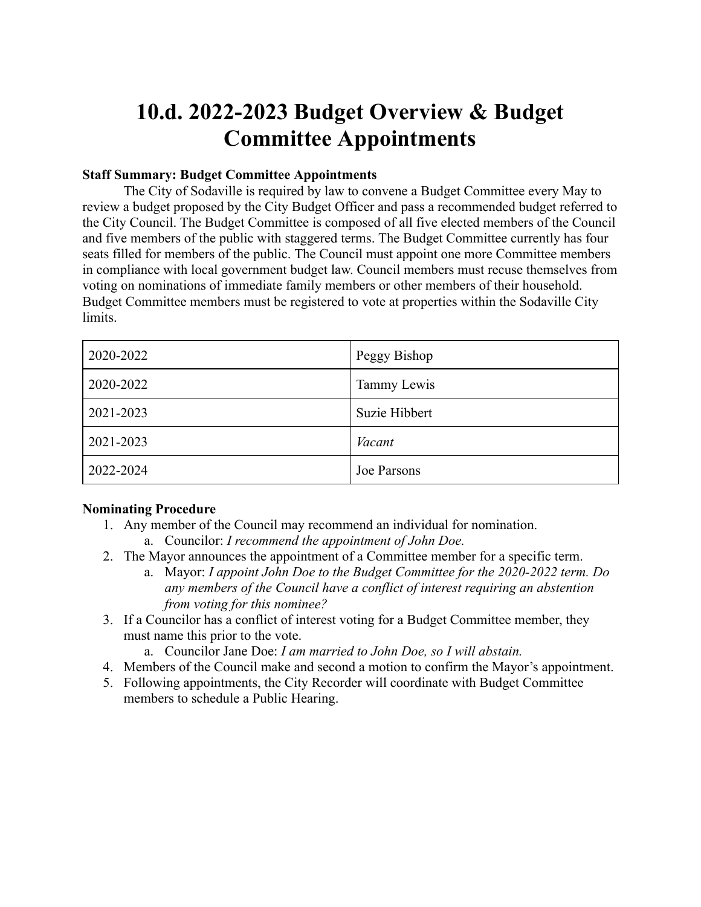# 10.d. 2022-2023 Budget Overview & Budget Committee Appointments

**Staff Summary: Budget Committee Appointments**

The City of Sodaville is required by law to convene a Budget Committee every May to review a budget proposed by the City Budget Officer and pass a recommended budget referred to the City Council. The Budget Committee is composed of all five elected members of the Council and five members of the public with staggered terms. The Budget Committee currently has four seats filled for members of the public. The Council must appoint one more Committee members in compliance with local government budget law. Council members must recuse themselves from voting on nominations of immediate family members or other members of their household. Budget Committee members must be registered to vote at properties within the Sodaville City limits.

| | |
|---|---|
| 2020-2022 | Peggy Bishop |
| 2020-2022 | Tammy Lewis |
| 2021-2023 | Suzie Hibbert |
| 2021-2023 | *Vacant* |
| 2022-2024 | Joe Parsons |

**Nominating Procedure**

1. Any member of the Council may recommend an individual for nomination.
    a. Councilor: *I recommend the appointment of John Doe.*
2. The Mayor announces the appointment of a Committee member for a specific term.
    a. Mayor: *I appoint John Doe to the Budget Committee for the 2020-2022 term. Do any members of the Council have a conflict of interest requiring an abstention from voting for this nominee?*
3. If a Councilor has a conflict of interest voting for a Budget Committee member, they must name this prior to the vote.
    a. Councilor Jane Doe: *I am married to John Doe, so I will abstain.*
4. Members of the Council make and second a motion to confirm the Mayor's appointment.
5. Following appointments, the City Recorder will coordinate with Budget Committee members to schedule a Public Hearing.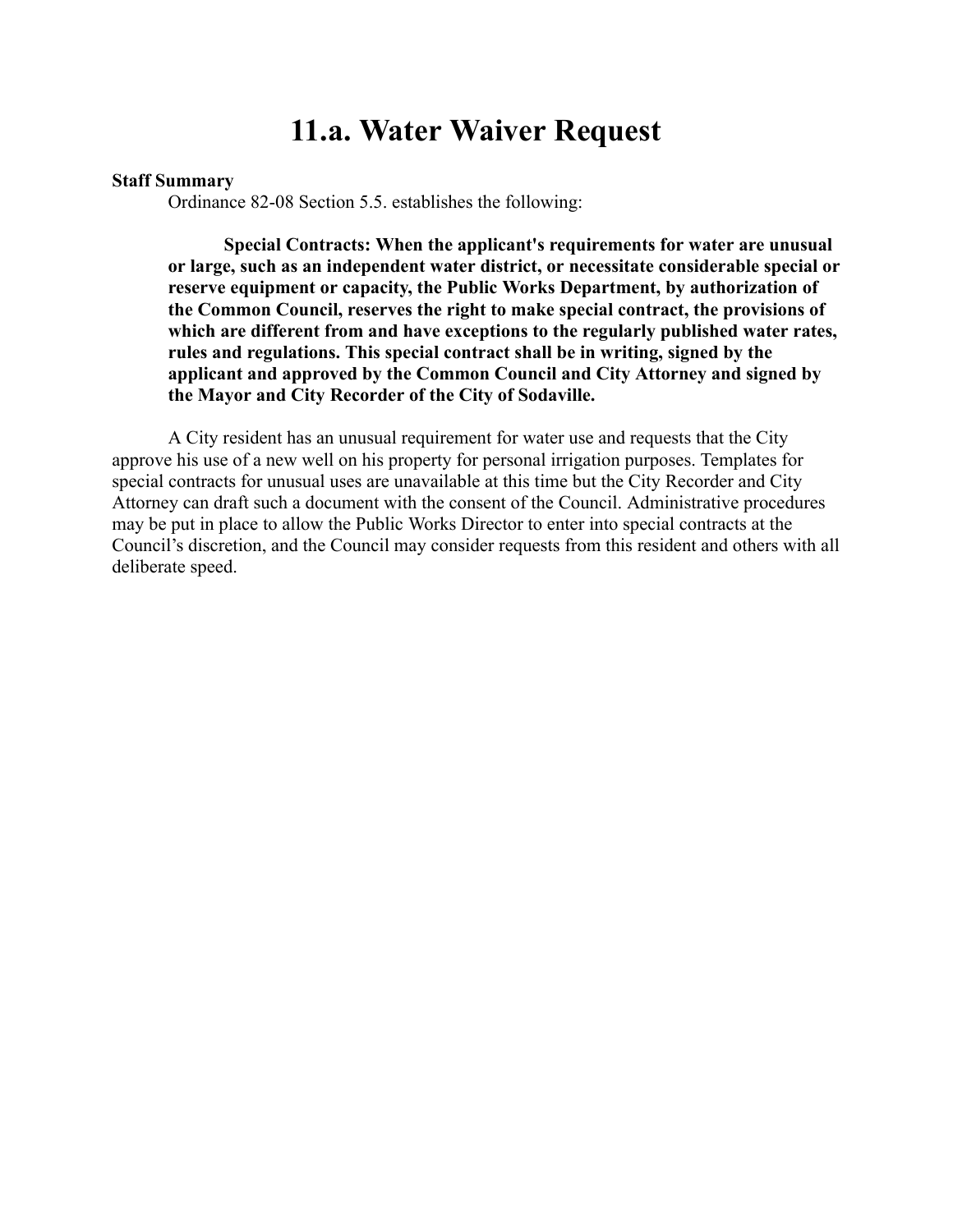# 11.a. Water Waiver Request

**Staff Summary**

Ordinance 82-08 Section 5.5. establishes the following:

> **Special Contracts: When the applicant's requirements for water are unusual or large, such as an independent water district, or necessitate considerable special or reserve equipment or capacity, the Public Works Department, by authorization of the Common Council, reserves the right to make special contract, the provisions of which are different from and have exceptions to the regularly published water rates, rules and regulations. This special contract shall be in writing, signed by the applicant and approved by the Common Council and City Attorney and signed by the Mayor and City Recorder of the City of Sodaville.**

A City resident has an unusual requirement for water use and requests that the City approve his use of a new well on his property for personal irrigation purposes. Templates for special contracts for unusual uses are unavailable at this time but the City Recorder and City Attorney can draft such a document with the consent of the Council. Administrative procedures may be put in place to allow the Public Works Director to enter into special contracts at the Council's discretion, and the Council may consider requests from this resident and others with all deliberate speed.